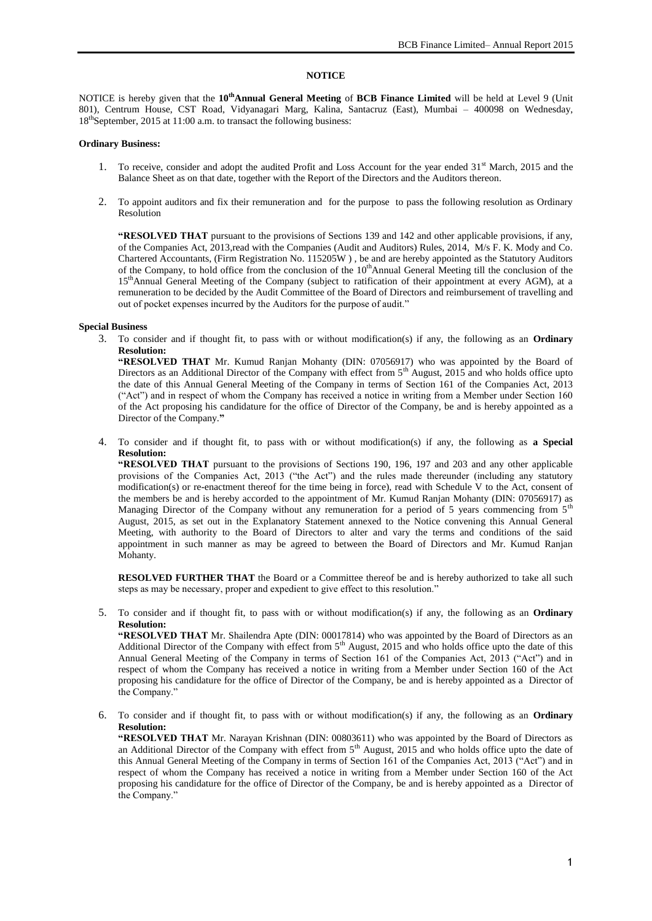# NOTICE

NOTICE is hereby given that the **10th Annual General Meeting** of **BCB Finance Limited** will be held at Level 9 (Unit 801), Centrum House, CST Road, Vidyanagari Marg, Kalina, Santacruz (East), Mumbai – 400098 on Wednesday, 18th September, 2015 at 11:00 a.m. to transact the following business:

**Ordinary Business:**

1. To receive, consider and adopt the audited Profit and Loss Account for the year ended 31st March, 2015 and the Balance Sheet as on that date, together with the Report of the Directors and the Auditors thereon.

2. To appoint auditors and fix their remuneration and for the purpose to pass the following resolution as Ordinary Resolution

   **"RESOLVED THAT** pursuant to the provisions of Sections 139 and 142 and other applicable provisions, if any, of the Companies Act, 2013,read with the Companies (Audit and Auditors) Rules, 2014, M/s F. K. Mody and Co. Chartered Accountants, (Firm Registration No. 115205W ) , be and are hereby appointed as the Statutory Auditors of the Company, to hold office from the conclusion of the 10th Annual General Meeting till the conclusion of the 15th Annual General Meeting of the Company (subject to ratification of their appointment at every AGM), at a remuneration to be decided by the Audit Committee of the Board of Directors and reimbursement of travelling and out of pocket expenses incurred by the Auditors for the purpose of audit."

**Special Business**

3. To consider and if thought fit, to pass with or without modification(s) if any, the following as an **Ordinary Resolution:**

   **"RESOLVED THAT** Mr. Kumud Ranjan Mohanty (DIN: 07056917) who was appointed by the Board of Directors as an Additional Director of the Company with effect from 5th August, 2015 and who holds office upto the date of this Annual General Meeting of the Company in terms of Section 161 of the Companies Act, 2013 ("Act") and in respect of whom the Company has received a notice in writing from a Member under Section 160 of the Act proposing his candidature for the office of Director of the Company, be and is hereby appointed as a Director of the Company.**"**

4. To consider and if thought fit, to pass with or without modification(s) if any, the following as **a Special Resolution:**

   **"RESOLVED THAT** pursuant to the provisions of Sections 190, 196, 197 and 203 and any other applicable provisions of the Companies Act, 2013 ("the Act") and the rules made thereunder (including any statutory modification(s) or re-enactment thereof for the time being in force), read with Schedule V to the Act, consent of the members be and is hereby accorded to the appointment of Mr. Kumud Ranjan Mohanty (DIN: 07056917) as Managing Director of the Company without any remuneration for a period of 5 years commencing from 5th August, 2015, as set out in the Explanatory Statement annexed to the Notice convening this Annual General Meeting, with authority to the Board of Directors to alter and vary the terms and conditions of the said appointment in such manner as may be agreed to between the Board of Directors and Mr. Kumud Ranjan Mohanty.

   **RESOLVED FURTHER THAT** the Board or a Committee thereof be and is hereby authorized to take all such steps as may be necessary, proper and expedient to give effect to this resolution."

5. To consider and if thought fit, to pass with or without modification(s) if any, the following as an **Ordinary Resolution:**

   **"RESOLVED THAT** Mr. Shailendra Apte (DIN: 00017814) who was appointed by the Board of Directors as an Additional Director of the Company with effect from 5th August, 2015 and who holds office upto the date of this Annual General Meeting of the Company in terms of Section 161 of the Companies Act, 2013 ("Act") and in respect of whom the Company has received a notice in writing from a Member under Section 160 of the Act proposing his candidature for the office of Director of the Company, be and is hereby appointed as a Director of the Company."

6. To consider and if thought fit, to pass with or without modification(s) if any, the following as an **Ordinary Resolution:**

   **"RESOLVED THAT** Mr. Narayan Krishnan (DIN: 00803611) who was appointed by the Board of Directors as an Additional Director of the Company with effect from 5th August, 2015 and who holds office upto the date of this Annual General Meeting of the Company in terms of Section 161 of the Companies Act, 2013 ("Act") and in respect of whom the Company has received a notice in writing from a Member under Section 160 of the Act proposing his candidature for the office of Director of the Company, be and is hereby appointed as a Director of the Company."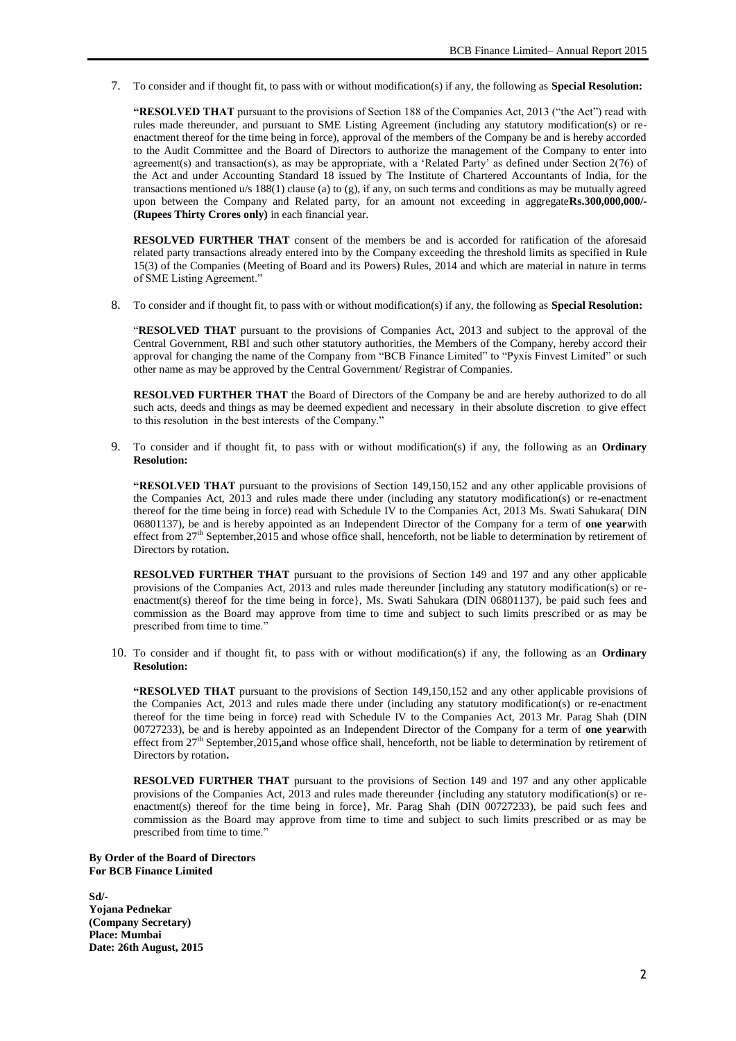7. To consider and if thought fit, to pass with or without modification(s) if any, the following as **Special Resolution:**

   **"RESOLVED THAT** pursuant to the provisions of Section 188 of the Companies Act, 2013 ("the Act") read with rules made thereunder, and pursuant to SME Listing Agreement (including any statutory modification(s) or re-enactment thereof for the time being in force), approval of the members of the Company be and is hereby accorded to the Audit Committee and the Board of Directors to authorize the management of the Company to enter into agreement(s) and transaction(s), as may be appropriate, with a 'Related Party' as defined under Section 2(76) of the Act and under Accounting Standard 18 issued by The Institute of Chartered Accountants of India, for the transactions mentioned u/s 188(1) clause (a) to (g), if any, on such terms and conditions as may be mutually agreed upon between the Company and Related party, for an amount not exceeding in aggregate**Rs.300,000,000/- (Rupees Thirty Crores only)** in each financial year.

   **RESOLVED FURTHER THAT** consent of the members be and is accorded for ratification of the aforesaid related party transactions already entered into by the Company exceeding the threshold limits as specified in Rule 15(3) of the Companies (Meeting of Board and its Powers) Rules, 2014 and which are material in nature in terms of SME Listing Agreement."

8. To consider and if thought fit, to pass with or without modification(s) if any, the following as **Special Resolution:**

   "**RESOLVED THAT** pursuant to the provisions of Companies Act, 2013 and subject to the approval of the Central Government, RBI and such other statutory authorities, the Members of the Company, hereby accord their approval for changing the name of the Company from "BCB Finance Limited" to "Pyxis Finvest Limited" or such other name as may be approved by the Central Government/ Registrar of Companies.

   **RESOLVED FURTHER THAT** the Board of Directors of the Company be and are hereby authorized to do all such acts, deeds and things as may be deemed expedient and necessary in their absolute discretion to give effect to this resolution in the best interests of the Company."

9. To consider and if thought fit, to pass with or without modification(s) if any, the following as an **Ordinary Resolution:**

   **"RESOLVED THAT** pursuant to the provisions of Section 149,150,152 and any other applicable provisions of the Companies Act, 2013 and rules made there under (including any statutory modification(s) or re-enactment thereof for the time being in force) read with Schedule IV to the Companies Act, 2013 Ms. Swati Sahukara( DIN 06801137), be and is hereby appointed as an Independent Director of the Company for a term of **one year**with effect from 27th September,2015 and whose office shall, henceforth, not be liable to determination by retirement of Directors by rotation**.**

   **RESOLVED FURTHER THAT** pursuant to the provisions of Section 149 and 197 and any other applicable provisions of the Companies Act, 2013 and rules made thereunder [including any statutory modification(s) or re-enactment(s) thereof for the time being in force}, Ms. Swati Sahukara (DIN 06801137), be paid such fees and commission as the Board may approve from time to time and subject to such limits prescribed or as may be prescribed from time to time."

10. To consider and if thought fit, to pass with or without modification(s) if any, the following as an **Ordinary Resolution:**

    **"RESOLVED THAT** pursuant to the provisions of Section 149,150,152 and any other applicable provisions of the Companies Act, 2013 and rules made there under (including any statutory modification(s) or re-enactment thereof for the time being in force) read with Schedule IV to the Companies Act, 2013 Mr. Parag Shah (DIN 00727233), be and is hereby appointed as an Independent Director of the Company for a term of **one year**with effect from 27th September,2015**,**and whose office shall, henceforth, not be liable to determination by retirement of Directors by rotation**.**

    **RESOLVED FURTHER THAT** pursuant to the provisions of Section 149 and 197 and any other applicable provisions of the Companies Act, 2013 and rules made thereunder {including any statutory modification(s) or re-enactment(s) thereof for the time being in force}, Mr. Parag Shah (DIN 00727233), be paid such fees and commission as the Board may approve from time to time and subject to such limits prescribed or as may be prescribed from time to time."

**By Order of the Board of Directors**
**For BCB Finance Limited**

**Sd/-**
**Yojana Pednekar**
**(Company Secretary)**
**Place: Mumbai**
**Date: 26th August, 2015**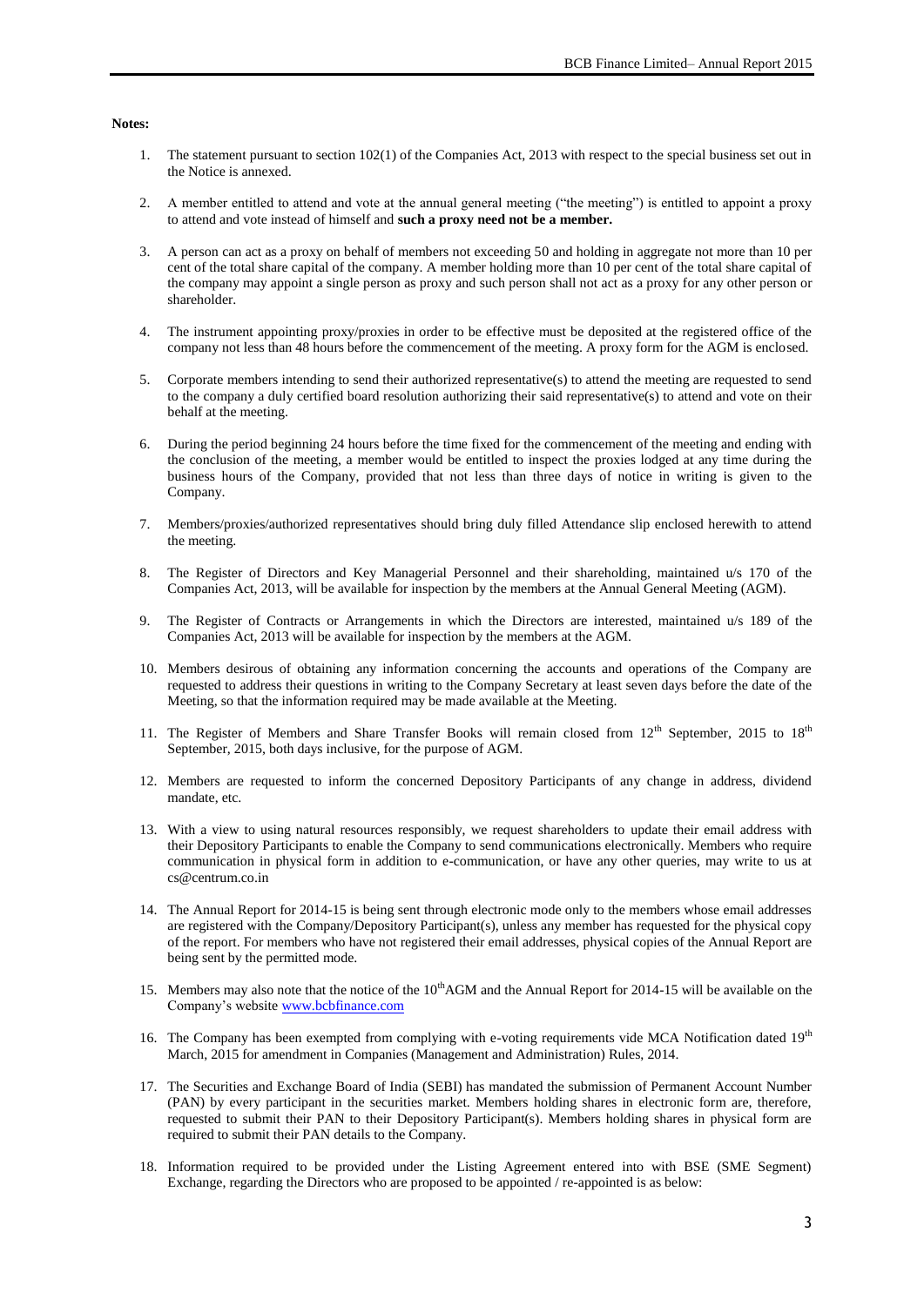**Notes:**

1. The statement pursuant to section 102(1) of the Companies Act, 2013 with respect to the special business set out in the Notice is annexed.

2. A member entitled to attend and vote at the annual general meeting ("the meeting") is entitled to appoint a proxy to attend and vote instead of himself and **such a proxy need not be a member.**

3. A person can act as a proxy on behalf of members not exceeding 50 and holding in aggregate not more than 10 per cent of the total share capital of the company. A member holding more than 10 per cent of the total share capital of the company may appoint a single person as proxy and such person shall not act as a proxy for any other person or shareholder.

4. The instrument appointing proxy/proxies in order to be effective must be deposited at the registered office of the company not less than 48 hours before the commencement of the meeting. A proxy form for the AGM is enclosed.

5. Corporate members intending to send their authorized representative(s) to attend the meeting are requested to send to the company a duly certified board resolution authorizing their said representative(s) to attend and vote on their behalf at the meeting.

6. During the period beginning 24 hours before the time fixed for the commencement of the meeting and ending with the conclusion of the meeting, a member would be entitled to inspect the proxies lodged at any time during the business hours of the Company, provided that not less than three days of notice in writing is given to the Company.

7. Members/proxies/authorized representatives should bring duly filled Attendance slip enclosed herewith to attend the meeting.

8. The Register of Directors and Key Managerial Personnel and their shareholding, maintained u/s 170 of the Companies Act, 2013, will be available for inspection by the members at the Annual General Meeting (AGM).

9. The Register of Contracts or Arrangements in which the Directors are interested, maintained u/s 189 of the Companies Act, 2013 will be available for inspection by the members at the AGM.

10. Members desirous of obtaining any information concerning the accounts and operations of the Company are requested to address their questions in writing to the Company Secretary at least seven days before the date of the Meeting, so that the information required may be made available at the Meeting.

11. The Register of Members and Share Transfer Books will remain closed from 12th September, 2015 to 18th September, 2015, both days inclusive, for the purpose of AGM.

12. Members are requested to inform the concerned Depository Participants of any change in address, dividend mandate, etc.

13. With a view to using natural resources responsibly, we request shareholders to update their email address with their Depository Participants to enable the Company to send communications electronically. Members who require communication in physical form in addition to e-communication, or have any other queries, may write to us at cs@centrum.co.in

14. The Annual Report for 2014-15 is being sent through electronic mode only to the members whose email addresses are registered with the Company/Depository Participant(s), unless any member has requested for the physical copy of the report. For members who have not registered their email addresses, physical copies of the Annual Report are being sent by the permitted mode.

15. Members may also note that the notice of the 10th AGM and the Annual Report for 2014-15 will be available on the Company's website www.bcbfinance.com

16. The Company has been exempted from complying with e-voting requirements vide MCA Notification dated 19th March, 2015 for amendment in Companies (Management and Administration) Rules, 2014.

17. The Securities and Exchange Board of India (SEBI) has mandated the submission of Permanent Account Number (PAN) by every participant in the securities market. Members holding shares in electronic form are, therefore, requested to submit their PAN to their Depository Participant(s). Members holding shares in physical form are required to submit their PAN details to the Company.

18. Information required to be provided under the Listing Agreement entered into with BSE (SME Segment) Exchange, regarding the Directors who are proposed to be appointed / re-appointed is as below: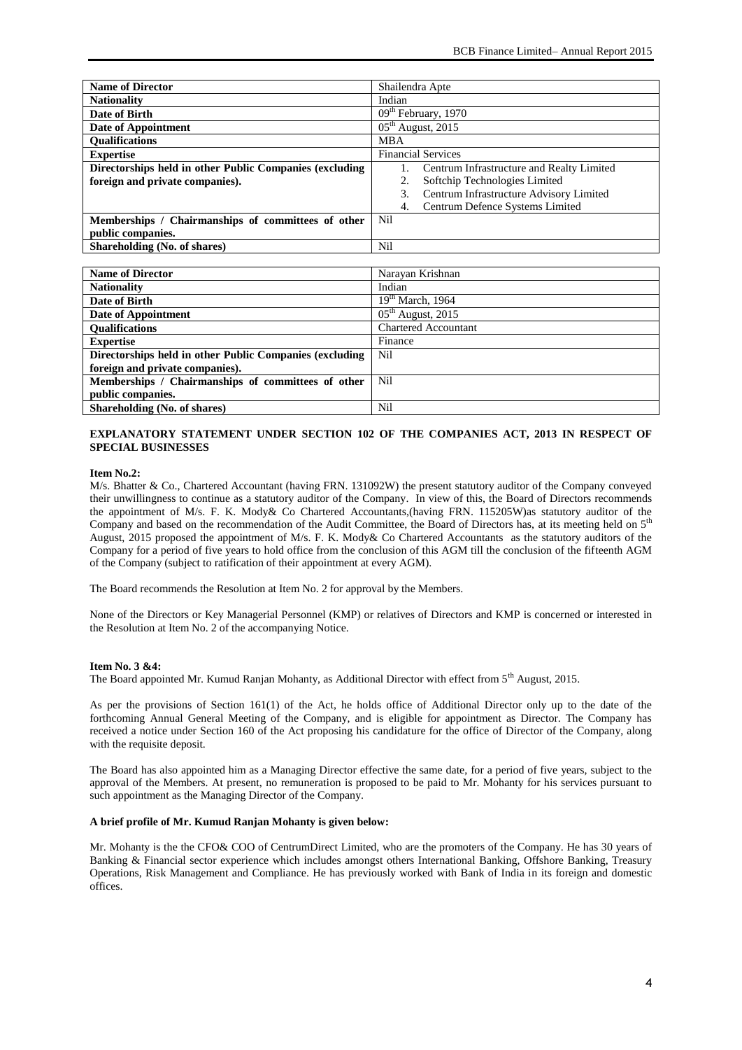| Name of Director | Shailendra Apte |
| --- | --- |
| Nationality | Indian |
| Date of Birth | 09th February, 1970 |
| Date of Appointment | 05th August, 2015 |
| Qualifications | MBA |
| Expertise | Financial Services |
| Directorships held in other Public Companies (excluding foreign and private companies). | 1. Centrum Infrastructure and Realty Limited<br>2. Softchip Technologies Limited<br>3. Centrum Infrastructure Advisory Limited<br>4. Centrum Defence Systems Limited |
| Memberships / Chairmanships of committees of other public companies. | Nil |
| Shareholding (No. of shares) | Nil |

| Name of Director | Narayan Krishnan |
| --- | --- |
| Nationality | Indian |
| Date of Birth | 19th March, 1964 |
| Date of Appointment | 05th August, 2015 |
| Qualifications | Chartered Accountant |
| Expertise | Finance |
| Directorships held in other Public Companies (excluding foreign and private companies). | Nil |
| Memberships / Chairmanships of committees of other public companies. | Nil |
| Shareholding (No. of shares) | Nil |

**EXPLANATORY STATEMENT UNDER SECTION 102 OF THE COMPANIES ACT, 2013 IN RESPECT OF SPECIAL BUSINESSES**

**Item No.2:**

M/s. Bhatter & Co., Chartered Accountant (having FRN. 131092W) the present statutory auditor of the Company conveyed their unwillingness to continue as a statutory auditor of the Company. In view of this, the Board of Directors recommends the appointment of M/s. F. K. Mody& Co Chartered Accountants,(having FRN. 115205W)as statutory auditor of the Company and based on the recommendation of the Audit Committee, the Board of Directors has, at its meeting held on 5th August, 2015 proposed the appointment of M/s. F. K. Mody& Co Chartered Accountants as the statutory auditors of the Company for a period of five years to hold office from the conclusion of this AGM till the conclusion of the fifteenth AGM of the Company (subject to ratification of their appointment at every AGM).

The Board recommends the Resolution at Item No. 2 for approval by the Members.

None of the Directors or Key Managerial Personnel (KMP) or relatives of Directors and KMP is concerned or interested in the Resolution at Item No. 2 of the accompanying Notice.

**Item No. 3 &4:**

The Board appointed Mr. Kumud Ranjan Mohanty, as Additional Director with effect from 5th August, 2015.

As per the provisions of Section 161(1) of the Act, he holds office of Additional Director only up to the date of the forthcoming Annual General Meeting of the Company, and is eligible for appointment as Director. The Company has received a notice under Section 160 of the Act proposing his candidature for the office of Director of the Company, along with the requisite deposit.

The Board has also appointed him as a Managing Director effective the same date, for a period of five years, subject to the approval of the Members. At present, no remuneration is proposed to be paid to Mr. Mohanty for his services pursuant to such appointment as the Managing Director of the Company.

**A brief profile of Mr. Kumud Ranjan Mohanty is given below:**

Mr. Mohanty is the the CFO& COO of CentrumDirect Limited, who are the promoters of the Company. He has 30 years of Banking & Financial sector experience which includes amongst others International Banking, Offshore Banking, Treasury Operations, Risk Management and Compliance. He has previously worked with Bank of India in its foreign and domestic offices.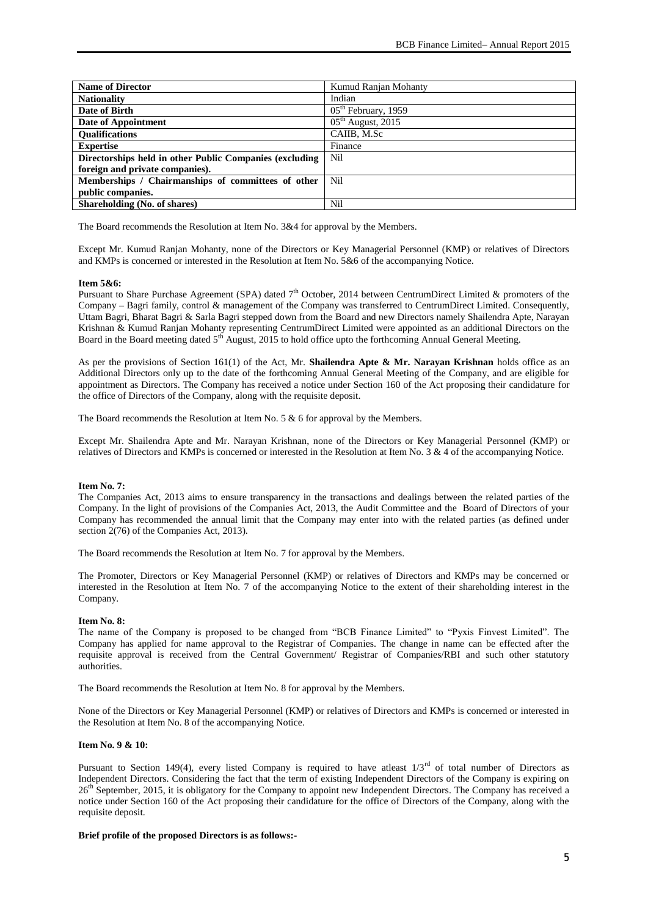| Name of Director | Kumud Ranjan Mohanty |
|---|---|
| **Nationality** | Indian |
| **Date of Birth** | 05th February, 1959 |
| **Date of Appointment** | 05th August, 2015 |
| **Qualifications** | CAIIB, M.Sc |
| **Expertise** | Finance |
| **Directorships held in other Public Companies (excluding foreign and private companies).** | Nil |
| **Memberships / Chairmanships of committees of other public companies.** | Nil |
| **Shareholding (No. of shares)** | Nil |

The Board recommends the Resolution at Item No. 3&4 for approval by the Members.

Except Mr. Kumud Ranjan Mohanty, none of the Directors or Key Managerial Personnel (KMP) or relatives of Directors and KMPs is concerned or interested in the Resolution at Item No. 5&6 of the accompanying Notice.

**Item 5&6:**

Pursuant to Share Purchase Agreement (SPA) dated 7th October, 2014 between CentrumDirect Limited & promoters of the Company – Bagri family, control & management of the Company was transferred to CentrumDirect Limited. Consequently, Uttam Bagri, Bharat Bagri & Sarla Bagri stepped down from the Board and new Directors namely Shailendra Apte, Narayan Krishnan & Kumud Ranjan Mohanty representing CentrumDirect Limited were appointed as an additional Directors on the Board in the Board meeting dated 5th August, 2015 to hold office upto the forthcoming Annual General Meeting.

As per the provisions of Section 161(1) of the Act, Mr. **Shailendra Apte & Mr. Narayan Krishnan** holds office as an Additional Directors only up to the date of the forthcoming Annual General Meeting of the Company, and are eligible for appointment as Directors. The Company has received a notice under Section 160 of the Act proposing their candidature for the office of Directors of the Company, along with the requisite deposit.

The Board recommends the Resolution at Item No. 5 & 6 for approval by the Members.

Except Mr. Shailendra Apte and Mr. Narayan Krishnan, none of the Directors or Key Managerial Personnel (KMP) or relatives of Directors and KMPs is concerned or interested in the Resolution at Item No. 3 & 4 of the accompanying Notice.

**Item No. 7:**

The Companies Act, 2013 aims to ensure transparency in the transactions and dealings between the related parties of the Company. In the light of provisions of the Companies Act, 2013, the Audit Committee and the Board of Directors of your Company has recommended the annual limit that the Company may enter into with the related parties (as defined under section 2(76) of the Companies Act, 2013).

The Board recommends the Resolution at Item No. 7 for approval by the Members.

The Promoter, Directors or Key Managerial Personnel (KMP) or relatives of Directors and KMPs may be concerned or interested in the Resolution at Item No. 7 of the accompanying Notice to the extent of their shareholding interest in the Company.

**Item No. 8:**

The name of the Company is proposed to be changed from "BCB Finance Limited" to "Pyxis Finvest Limited". The Company has applied for name approval to the Registrar of Companies. The change in name can be effected after the requisite approval is received from the Central Government/ Registrar of Companies/RBI and such other statutory authorities.

The Board recommends the Resolution at Item No. 8 for approval by the Members.

None of the Directors or Key Managerial Personnel (KMP) or relatives of Directors and KMPs is concerned or interested in the Resolution at Item No. 8 of the accompanying Notice.

**Item No. 9 & 10:**

Pursuant to Section 149(4), every listed Company is required to have atleast 1/3rd of total number of Directors as Independent Directors. Considering the fact that the term of existing Independent Directors of the Company is expiring on 26th September, 2015, it is obligatory for the Company to appoint new Independent Directors. The Company has received a notice under Section 160 of the Act proposing their candidature for the office of Directors of the Company, along with the requisite deposit.

**Brief profile of the proposed Directors is as follows:-**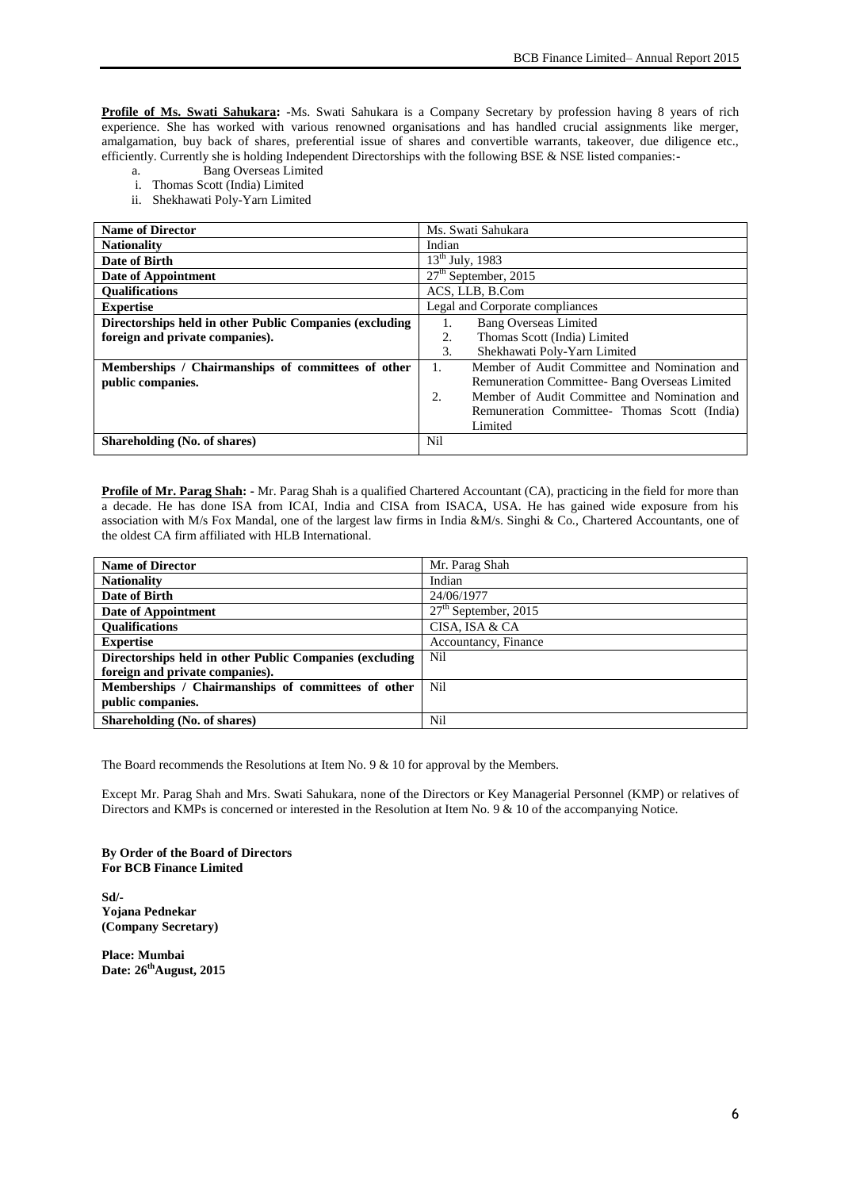**Profile of Ms. Swati Sahukara: -**Ms. Swati Sahukara is a Company Secretary by profession having 8 years of rich experience. She has worked with various renowned organisations and has handled crucial assignments like merger, amalgamation, buy back of shares, preferential issue of shares and convertible warrants, takeover, due diligence etc., efficiently. Currently she is holding Independent Directorships with the following BSE & NSE listed companies:-

a. Bang Overseas Limited

i. Thomas Scott (India) Limited

ii. Shekhawati Poly-Yarn Limited

| | |
|---|---|
| **Name of Director** | Ms. Swati Sahukara |
| **Nationality** | Indian |
| **Date of Birth** | 13th July, 1983 |
| **Date of Appointment** | 27th September, 2015 |
| **Qualifications** | ACS, LLB, B.Com |
| **Expertise** | Legal and Corporate compliances |
| **Directorships held in other Public Companies (excluding foreign and private companies).** | 1. Bang Overseas Limited<br>2. Thomas Scott (India) Limited<br>3. Shekhawati Poly-Yarn Limited |
| **Memberships / Chairmanships of committees of other public companies.** | 1. Member of Audit Committee and Nomination and Remuneration Committee- Bang Overseas Limited<br>2. Member of Audit Committee and Nomination and Remuneration Committee- Thomas Scott (India) Limited |
| **Shareholding (No. of shares)** | Nil |

**Profile of Mr. Parag Shah: -** Mr. Parag Shah is a qualified Chartered Accountant (CA), practicing in the field for more than a decade. He has done ISA from ICAI, India and CISA from ISACA, USA. He has gained wide exposure from his association with M/s Fox Mandal, one of the largest law firms in India &M/s. Singhi & Co., Chartered Accountants, one of the oldest CA firm affiliated with HLB International.

| | |
|---|---|
| **Name of Director** | Mr. Parag Shah |
| **Nationality** | Indian |
| **Date of Birth** | 24/06/1977 |
| **Date of Appointment** | 27th September, 2015 |
| **Qualifications** | CISA, ISA & CA |
| **Expertise** | Accountancy, Finance |
| **Directorships held in other Public Companies (excluding foreign and private companies).** | Nil |
| **Memberships / Chairmanships of committees of other public companies.** | Nil |
| **Shareholding (No. of shares)** | Nil |

The Board recommends the Resolutions at Item No. 9 & 10 for approval by the Members.

Except Mr. Parag Shah and Mrs. Swati Sahukara, none of the Directors or Key Managerial Personnel (KMP) or relatives of Directors and KMPs is concerned or interested in the Resolution at Item No. 9 & 10 of the accompanying Notice.

**By Order of the Board of Directors**
**For BCB Finance Limited**

**Sd/-**
**Yojana Pednekar**
**(Company Secretary)**

**Place: Mumbai**
**Date: 26th August, 2015**